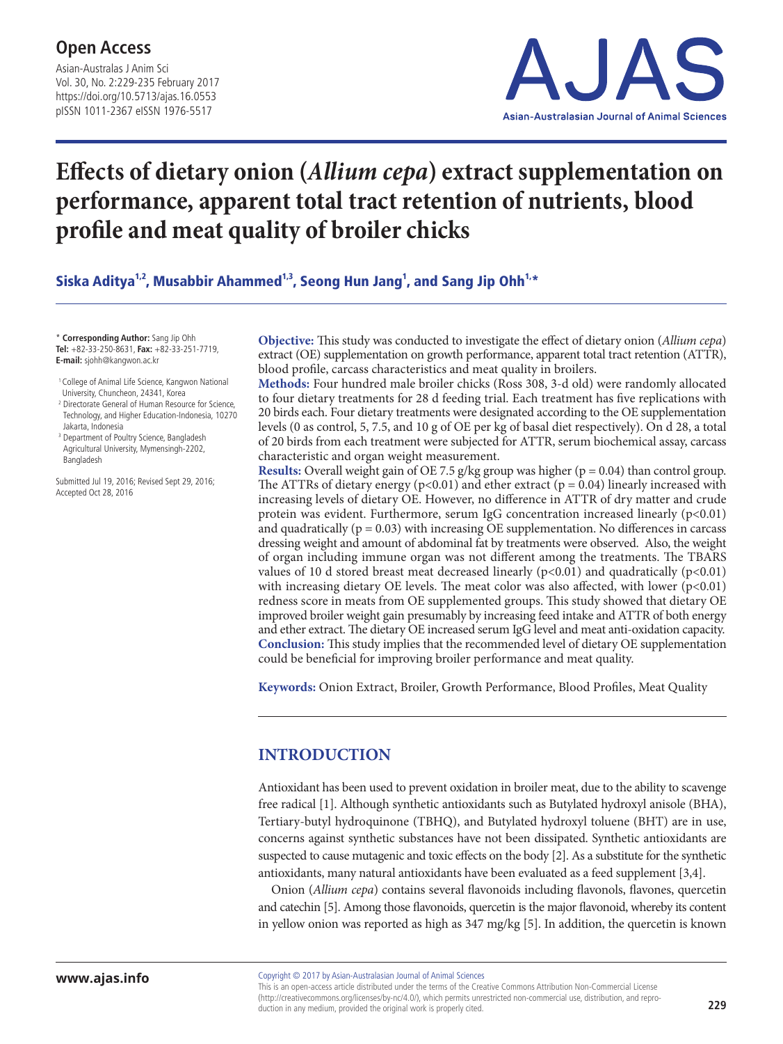# Effects of dietary onion (*Allium cepa*) extract supplementation on performance, apparent total tract retention of nutrients, blood profile and meat quality of broiler chicks

Siska Aditya[1,2], Musabbir Ahammed[1,3], Seong Hun Jang[1], and Sang Jip Ohh[1,*]

\* **Corresponding Author:** Sang Jip Ohh
**Tel:** +82-33-250-8631, **Fax:** +82-33-251-7719,
**E-mail:** sjohh@kangwon.ac.kr

[1] College of Animal Life Science, Kangwon National University, Chuncheon, 24341, Korea
[2] Directorate General of Human Resource for Science, Technology, and Higher Education-Indonesia, 10270 Jakarta, Indonesia
[3] Department of Poultry Science, Bangladesh Agricultural University, Mymensingh-2202, Bangladesh

Submitted Jul 19, 2016; Revised Sept 29, 2016; Accepted Oct 28, 2016

**Objective:** This study was conducted to investigate the effect of dietary onion (*Allium cepa*) extract (OE) supplementation on growth performance, apparent total tract retention (ATTR), blood profile, carcass characteristics and meat quality in broilers.
**Methods:** Four hundred male broiler chicks (Ross 308, 3-d old) were randomly allocated to four dietary treatments for 28 d feeding trial. Each treatment has five replications with 20 birds each. Four dietary treatments were designated according to the OE supplementation levels (0 as control, 5, 7.5, and 10 g of OE per kg of basal diet respectively). On d 28, a total of 20 birds from each treatment were subjected for ATTR, serum biochemical assay, carcass characteristic and organ weight measurement.
**Results:** Overall weight gain of OE 7.5 g/kg group was higher ($p = 0.04$) than control group. The ATTRs of dietary energy ($p<0.01$) and ether extract ($p = 0.04$) linearly increased with increasing levels of dietary OE. However, no difference in ATTR of dry matter and crude protein was evident. Furthermore, serum IgG concentration increased linearly ($p<0.01$) and quadratically ($p = 0.03$) with increasing OE supplementation. No differences in carcass dressing weight and amount of abdominal fat by treatments were observed. Also, the weight of organ including immune organ was not different among the treatments. The TBARS values of 10 d stored breast meat decreased linearly ($p<0.01$) and quadratically ($p<0.01$) with increasing dietary OE levels. The meat color was also affected, with lower ($p<0.01$) redness score in meats from OE supplemented groups. This study showed that dietary OE improved broiler weight gain presumably by increasing feed intake and ATTR of both energy and ether extract. The dietary OE increased serum IgG level and meat anti-oxidation capacity.
**Conclusion:** This study implies that the recommended level of dietary OE supplementation could be beneficial for improving broiler performance and meat quality.

**Keywords:** Onion Extract, Broiler, Growth Performance, Blood Profiles, Meat Quality

## INTRODUCTION

Antioxidant has been used to prevent oxidation in broiler meat, due to the ability to scavenge free radical [1]. Although synthetic antioxidants such as Butylated hydroxyl anisole (BHA), Tertiary-butyl hydroquinone (TBHQ), and Butylated hydroxyl toluene (BHT) are in use, concerns against synthetic substances have not been dissipated. Synthetic antioxidants are suspected to cause mutagenic and toxic effects on the body [2]. As a substitute for the synthetic antioxidants, many natural antioxidants have been evaluated as a feed supplement [3,4].

Onion (*Allium cepa*) contains several flavonoids including flavonols, flavones, quercetin and catechin [5]. Among those flavonoids, quercetin is the major flavonoid, whereby its content in yellow onion was reported as high as 347 mg/kg [5]. In addition, the quercetin is known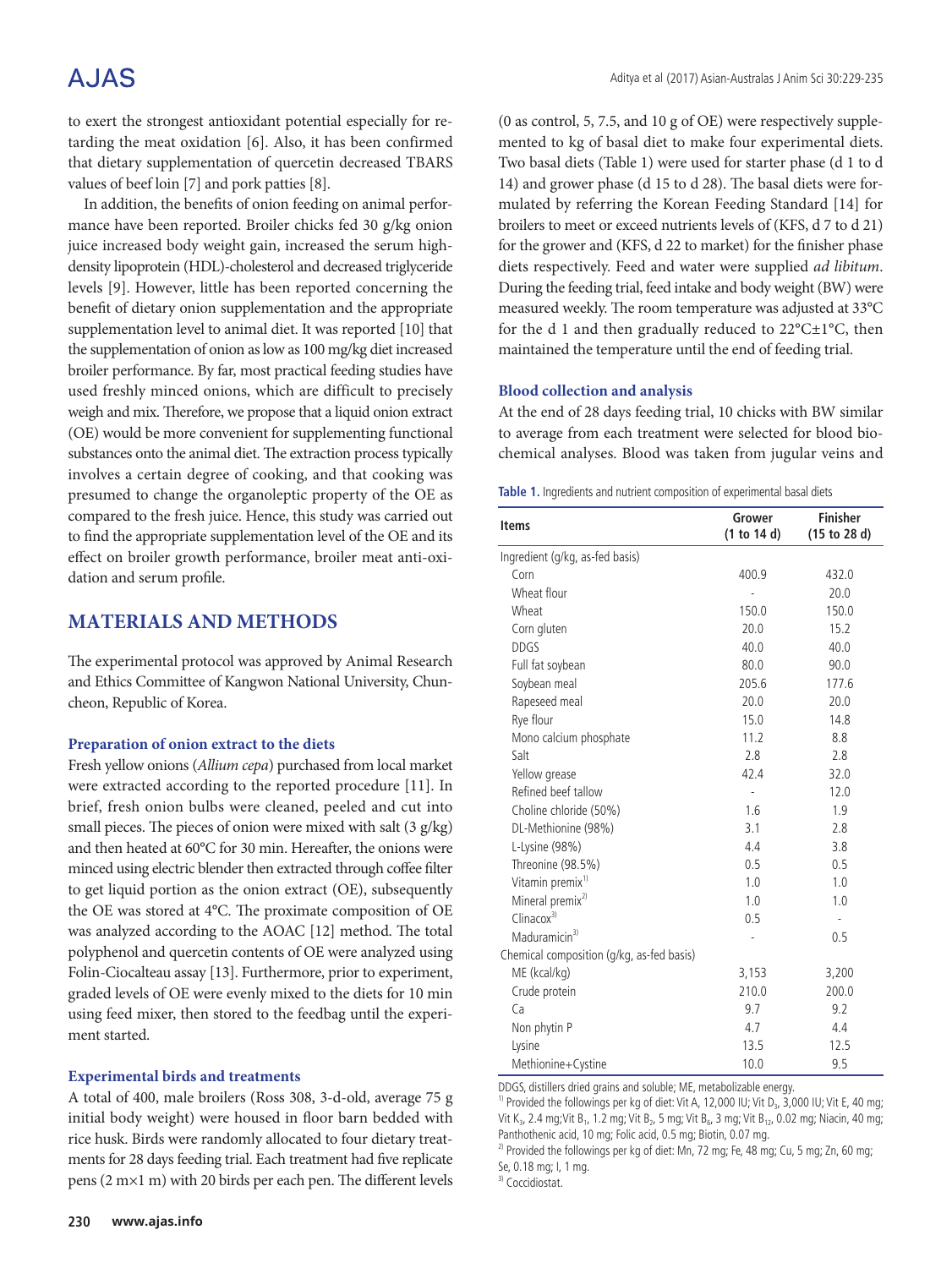to exert the strongest antioxidant potential especially for retarding the meat oxidation [6]. Also, it has been confirmed that dietary supplementation of quercetin decreased TBARS values of beef loin [7] and pork patties [8].

In addition, the benefits of onion feeding on animal performance have been reported. Broiler chicks fed 30 g/kg onion juice increased body weight gain, increased the serum high-density lipoprotein (HDL)-cholesterol and decreased triglyceride levels [9]. However, little has been reported concerning the benefit of dietary onion supplementation and the appropriate supplementation level to animal diet. It was reported [10] that the supplementation of onion as low as 100 mg/kg diet increased broiler performance. By far, most practical feeding studies have used freshly minced onions, which are difficult to precisely weigh and mix. Therefore, we propose that a liquid onion extract (OE) would be more convenient for supplementing functional substances onto the animal diet. The extraction process typically involves a certain degree of cooking, and that cooking was presumed to change the organoleptic property of the OE as compared to the fresh juice. Hence, this study was carried out to find the appropriate supplementation level of the OE and its effect on broiler growth performance, broiler meat anti-oxidation and serum profile.

## MATERIALS AND METHODS

The experimental protocol was approved by Animal Research and Ethics Committee of Kangwon National University, Chuncheon, Republic of Korea.

### Preparation of onion extract to the diets

Fresh yellow onions (*Allium cepa*) purchased from local market were extracted according to the reported procedure [11]. In brief, fresh onion bulbs were cleaned, peeled and cut into small pieces. The pieces of onion were mixed with salt (3 g/kg) and then heated at 60°C for 30 min. Hereafter, the onions were minced using electric blender then extracted through coffee filter to get liquid portion as the onion extract (OE), subsequently the OE was stored at 4°C. The proximate composition of OE was analyzed according to the AOAC [12] method. The total polyphenol and quercetin contents of OE were analyzed using Folin-Ciocalteau assay [13]. Furthermore, prior to experiment, graded levels of OE were evenly mixed to the diets for 10 min using feed mixer, then stored to the feedbag until the experiment started.

### Experimental birds and treatments

A total of 400, male broilers (Ross 308, 3-d-old, average 75 g initial body weight) were housed in floor barn bedded with rice husk. Birds were randomly allocated to four dietary treatments for 28 days feeding trial. Each treatment had five replicate pens (2 m×1 m) with 20 birds per each pen. The different levels (0 as control, 5, 7.5, and 10 g of OE) were respectively supplemented to kg of basal diet to make four experimental diets. Two basal diets (Table 1) were used for starter phase (d 1 to d 14) and grower phase (d 15 to d 28). The basal diets were formulated by referring the Korean Feeding Standard [14] for broilers to meet or exceed nutrients levels of (KFS, d 7 to d 21) for the grower and (KFS, d 22 to market) for the finisher phase diets respectively. Feed and water were supplied *ad libitum*. During the feeding trial, feed intake and body weight (BW) were measured weekly. The room temperature was adjusted at 33°C for the d 1 and then gradually reduced to 22°C±1°C, then maintained the temperature until the end of feeding trial.

### Blood collection and analysis

At the end of 28 days feeding trial, 10 chicks with BW similar to average from each treatment were selected for blood biochemical analyses. Blood was taken from jugular veins and

**Table 1.** Ingredients and nutrient composition of experimental basal diets

| Items | Grower (1 to 14 d) | Finisher (15 to 28 d) |
|---|---|---|
| Ingredient (g/kg, as-fed basis) | | |
| Corn | 400.9 | 432.0 |
| Wheat flour | - | 20.0 |
| Wheat | 150.0 | 150.0 |
| Corn gluten | 20.0 | 15.2 |
| DDGS | 40.0 | 40.0 |
| Full fat soybean | 80.0 | 90.0 |
| Soybean meal | 205.6 | 177.6 |
| Rapeseed meal | 20.0 | 20.0 |
| Rye flour | 15.0 | 14.8 |
| Mono calcium phosphate | 11.2 | 8.8 |
| Salt | 2.8 | 2.8 |
| Yellow grease | 42.4 | 32.0 |
| Refined beef tallow | - | 12.0 |
| Choline chloride (50%) | 1.6 | 1.9 |
| DL-Methionine (98%) | 3.1 | 2.8 |
| L-Lysine (98%) | 4.4 | 3.8 |
| Threonine (98.5%) | 0.5 | 0.5 |
| Vitamin premix[1] | 1.0 | 1.0 |
| Mineral premix[2] | 1.0 | 1.0 |
| Clinacox[3] | 0.5 | - |
| Maduramicin[3] | - | 0.5 |
| Chemical composition (g/kg, as-fed basis) | | |
| ME (kcal/kg) | 3,153 | 3,200 |
| Crude protein | 210.0 | 200.0 |
| Ca | 9.7 | 9.2 |
| Non phytin P | 4.7 | 4.4 |
| Lysine | 13.5 | 12.5 |
| Methionine+Cystine | 10.0 | 9.5 |

DDGS, distillers dried grains and soluble; ME, metabolizable energy.
[1] Provided the followings per kg of diet: Vit A, 12,000 IU; Vit $D_3$, 3,000 IU; Vit E, 40 mg; Vit $K_3$, 2.4 mg; Vit $B_1$, 1.2 mg; Vit $B_2$, 5 mg; Vit $B_6$, 3 mg; Vit $B_{12}$, 0.02 mg; Niacin, 40 mg; Panthothenic acid, 10 mg; Folic acid, 0.5 mg; Biotin, 0.07 mg.
[2] Provided the followings per kg of diet: Mn, 72 mg; Fe, 48 mg; Cu, 5 mg; Zn, 60 mg; Se, 0.18 mg; I, 1 mg.
[3] Coccidiostat.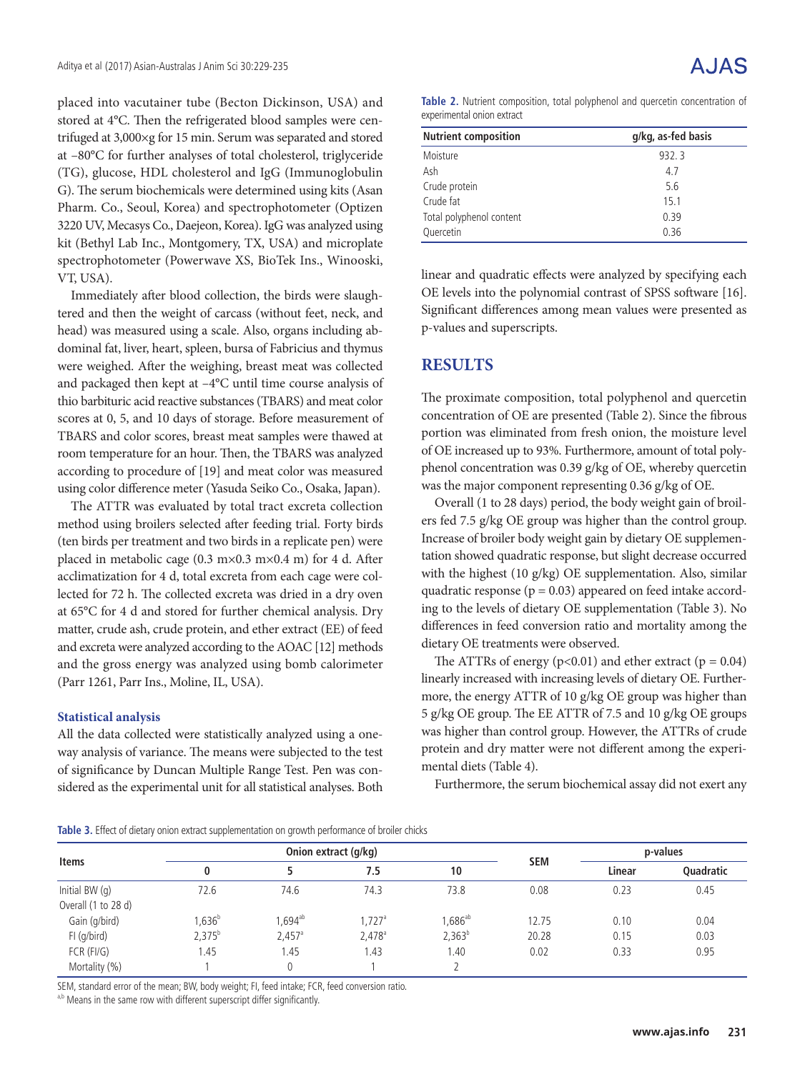placed into vacutainer tube (Becton Dickinson, USA) and stored at 4°C. Then the refrigerated blood samples were centrifuged at 3,000×g for 15 min. Serum was separated and stored at –80°C for further analyses of total cholesterol, triglyceride (TG), glucose, HDL cholesterol and IgG (Immunoglobulin G). The serum biochemicals were determined using kits (Asan Pharm. Co., Seoul, Korea) and spectrophotometer (Optizen 3220 UV, Mecasys Co., Daejeon, Korea). IgG was analyzed using kit (Bethyl Lab Inc., Montgomery, TX, USA) and microplate spectrophotometer (Powerwave XS, BioTek Ins., Winooski, VT, USA).

Immediately after blood collection, the birds were slaughtered and then the weight of carcass (without feet, neck, and head) was measured using a scale. Also, organs including abdominal fat, liver, heart, spleen, bursa of Fabricius and thymus were weighed. After the weighing, breast meat was collected and packaged then kept at –4°C until time course analysis of thio barbituric acid reactive substances (TBARS) and meat color scores at 0, 5, and 10 days of storage. Before measurement of TBARS and color scores, breast meat samples were thawed at room temperature for an hour. Then, the TBARS was analyzed according to procedure of [19] and meat color was measured using color difference meter (Yasuda Seiko Co., Osaka, Japan).

The ATTR was evaluated by total tract excreta collection method using broilers selected after feeding trial. Forty birds (ten birds per treatment and two birds in a replicate pen) were placed in metabolic cage (0.3 m×0.3 m×0.4 m) for 4 d. After acclimatization for 4 d, total excreta from each cage were collected for 72 h. The collected excreta was dried in a dry oven at 65°C for 4 d and stored for further chemical analysis. Dry matter, crude ash, crude protein, and ether extract (EE) of feed and excreta were analyzed according to the AOAC [12] methods and the gross energy was analyzed using bomb calorimeter (Parr 1261, Parr Ins., Moline, IL, USA).

### Statistical analysis

All the data collected were statistically analyzed using a one-way analysis of variance. The means were subjected to the test of significance by Duncan Multiple Range Test. Pen was considered as the experimental unit for all statistical analyses. Both linear and quadratic effects were analyzed by specifying each OE levels into the polynomial contrast of SPSS software [16]. Significant differences among mean values were presented as p-values and superscripts.

**Table 2.** Nutrient composition, total polyphenol and quercetin concentration of experimental onion extract

| Nutrient composition | g/kg, as-fed basis |
|---|---|
| Moisture | 932. 3 |
| Ash | 4.7 |
| Crude protein | 5.6 |
| Crude fat | 15.1 |
| Total polyphenol content | 0.39 |
| Quercetin | 0.36 |

## RESULTS

The proximate composition, total polyphenol and quercetin concentration of OE are presented (Table 2). Since the fibrous portion was eliminated from fresh onion, the moisture level of OE increased up to 93%. Furthermore, amount of total polyphenol concentration was 0.39 g/kg of OE, whereby quercetin was the major component representing 0.36 g/kg of OE.

Overall (1 to 28 days) period, the body weight gain of broilers fed 7.5 g/kg OE group was higher than the control group. Increase of broiler body weight gain by dietary OE supplementation showed quadratic response, but slight decrease occurred with the highest (10 g/kg) OE supplementation. Also, similar quadratic response ($p = 0.03$) appeared on feed intake according to the levels of dietary OE supplementation (Table 3). No differences in feed conversion ratio and mortality among the dietary OE treatments were observed.

The ATTRs of energy ($p<0.01$) and ether extract ($p = 0.04$) linearly increased with increasing levels of dietary OE. Furthermore, the energy ATTR of 10 g/kg OE group was higher than 5 g/kg OE group. The EE ATTR of 7.5 and 10 g/kg OE groups was higher than control group. However, the ATTRs of crude protein and dry matter were not different among the experimental diets (Table 4).

Furthermore, the serum biochemical assay did not exert any

**Table 3.** Effect of dietary onion extract supplementation on growth performance of broiler chicks

| Items | Onion extract (g/kg) | | | | SEM | p-values | |
|---|---|---|---|---|---|---|---|
| | 0 | 5 | 7.5 | 10 | | Linear | Quadratic |
| Initial BW (g) | 72.6 | 74.6 | 74.3 | 73.8 | 0.08 | 0.23 | 0.45 |
| Overall (1 to 28 d) | | | | | | | |
| Gain (g/bird) | 1,636[b] | 1,694[ab] | 1,727[a] | 1,686[ab] | 12.75 | 0.10 | 0.04 |
| FI (g/bird) | 2,375[b] | 2,457[a] | 2,478[a] | 2,363[b] | 20.28 | 0.15 | 0.03 |
| FCR (FI/G) | 1.45 | 1.45 | 1.43 | 1.40 | 0.02 | 0.33 | 0.95 |
| Mortality (%) | 1 | 0 | 1 | 2 | | | |

SEM, standard error of the mean; BW, body weight; FI, feed intake; FCR, feed conversion ratio.
[a,b] Means in the same row with different superscript differ significantly.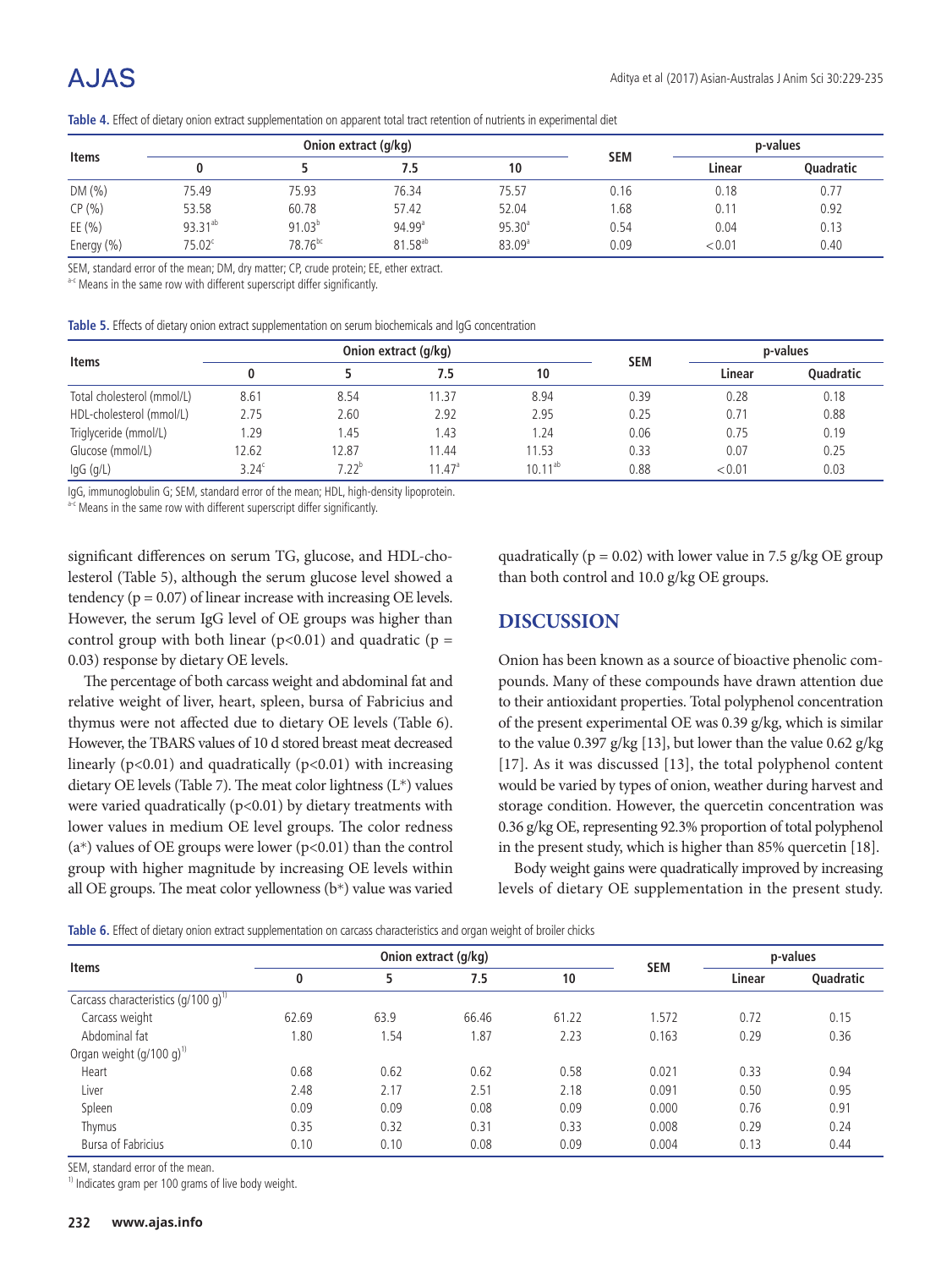**Table 4.** Effect of dietary onion extract supplementation on apparent total tract retention of nutrients in experimental diet

| Items | Onion extract (g/kg) | | | | SEM | p-values | |
|---|---|---|---|---|---|---|---|
| | 0 | 5 | 7.5 | 10 | | Linear | Quadratic |
| DM (%) | 75.49 | 75.93 | 76.34 | 75.57 | 0.16 | 0.18 | 0.77 |
| CP (%) | 53.58 | 60.78 | 57.42 | 52.04 | 1.68 | 0.11 | 0.92 |
| EE (%) | 93.31[ab] | 91.03[b] | 94.99[a] | 95.30[a] | 0.54 | 0.04 | 0.13 |
| Energy (%) | 75.02[c] | 78.76[bc] | 81.58[ab] | 83.09[a] | 0.09 | <0.01 | 0.40 |

SEM, standard error of the mean; DM, dry matter; CP, crude protein; EE, ether extract.
[a-c] Means in the same row with different superscript differ significantly.

**Table 5.** Effects of dietary onion extract supplementation on serum biochemicals and IgG concentration

| Items | Onion extract (g/kg) | | | | SEM | p-values | |
|---|---|---|---|---|---|---|---|
| | 0 | 5 | 7.5 | 10 | | Linear | Quadratic |
| Total cholesterol (mmol/L) | 8.61 | 8.54 | 11.37 | 8.94 | 0.39 | 0.28 | 0.18 |
| HDL-cholesterol (mmol/L) | 2.75 | 2.60 | 2.92 | 2.95 | 0.25 | 0.71 | 0.88 |
| Triglyceride (mmol/L) | 1.29 | 1.45 | 1.43 | 1.24 | 0.06 | 0.75 | 0.19 |
| Glucose (mmol/L) | 12.62 | 12.87 | 11.44 | 11.53 | 0.33 | 0.07 | 0.25 |
| IgG (g/L) | 3.24[c] | 7.22[b] | 11.47[a] | 10.11[ab] | 0.88 | <0.01 | 0.03 |

IgG, immunoglobulin G; SEM, standard error of the mean; HDL, high-density lipoprotein.
[a-c] Means in the same row with different superscript differ significantly.

significant differences on serum TG, glucose, and HDL-cholesterol (Table 5), although the serum glucose level showed a tendency ($p = 0.07$) of linear increase with increasing OE levels. However, the serum IgG level of OE groups was higher than control group with both linear ($p<0.01$) and quadratic ($p = 0.03$) response by dietary OE levels.

The percentage of both carcass weight and abdominal fat and relative weight of liver, heart, spleen, bursa of Fabricius and thymus were not affected due to dietary OE levels (Table 6). However, the TBARS values of 10 d stored breast meat decreased linearly ($p<0.01$) and quadratically ($p<0.01$) with increasing dietary OE levels (Table 7). The meat color lightness ($L^*$) values were varied quadratically ($p<0.01$) by dietary treatments with lower values in medium OE level groups. The color redness ($a^*$) values of OE groups were lower ($p<0.01$) than the control group with higher magnitude by increasing OE levels within all OE groups. The meat color yellowness ($b^*$) value was varied quadratically ($p = 0.02$) with lower value in 7.5 g/kg OE group than both control and 10.0 g/kg OE groups.

## DISCUSSION

Onion has been known as a source of bioactive phenolic compounds. Many of these compounds have drawn attention due to their antioxidant properties. Total polyphenol concentration of the present experimental OE was 0.39 g/kg, which is similar to the value 0.397 g/kg [13], but lower than the value 0.62 g/kg [17]. As it was discussed [13], the total polyphenol content would be varied by types of onion, weather during harvest and storage condition. However, the quercetin concentration was 0.36 g/kg OE, representing 92.3% proportion of total polyphenol in the present study, which is higher than 85% quercetin [18].

Body weight gains were quadratically improved by increasing levels of dietary OE supplementation in the present study.

**Table 6.** Effect of dietary onion extract supplementation on carcass characteristics and organ weight of broiler chicks

| Items | Onion extract (g/kg) | | | | SEM | p-values | |
|---|---|---|---|---|---|---|---|
| | 0 | 5 | 7.5 | 10 | | Linear | Quadratic |
| Carcass characteristics (g/100 g)[1)] | | | | | | | |
| Carcass weight | 62.69 | 63.9 | 66.46 | 61.22 | 1.572 | 0.72 | 0.15 |
| Abdominal fat | 1.80 | 1.54 | 1.87 | 2.23 | 0.163 | 0.29 | 0.36 |
| Organ weight (g/100 g)[1)] | | | | | | | |
| Heart | 0.68 | 0.62 | 0.62 | 0.58 | 0.021 | 0.33 | 0.94 |
| Liver | 2.48 | 2.17 | 2.51 | 2.18 | 0.091 | 0.50 | 0.95 |
| Spleen | 0.09 | 0.09 | 0.08 | 0.09 | 0.000 | 0.76 | 0.91 |
| Thymus | 0.35 | 0.32 | 0.31 | 0.33 | 0.008 | 0.29 | 0.24 |
| Bursa of Fabricius | 0.10 | 0.10 | 0.08 | 0.09 | 0.004 | 0.13 | 0.44 |

SEM, standard error of the mean.
[1)] Indicates gram per 100 grams of live body weight.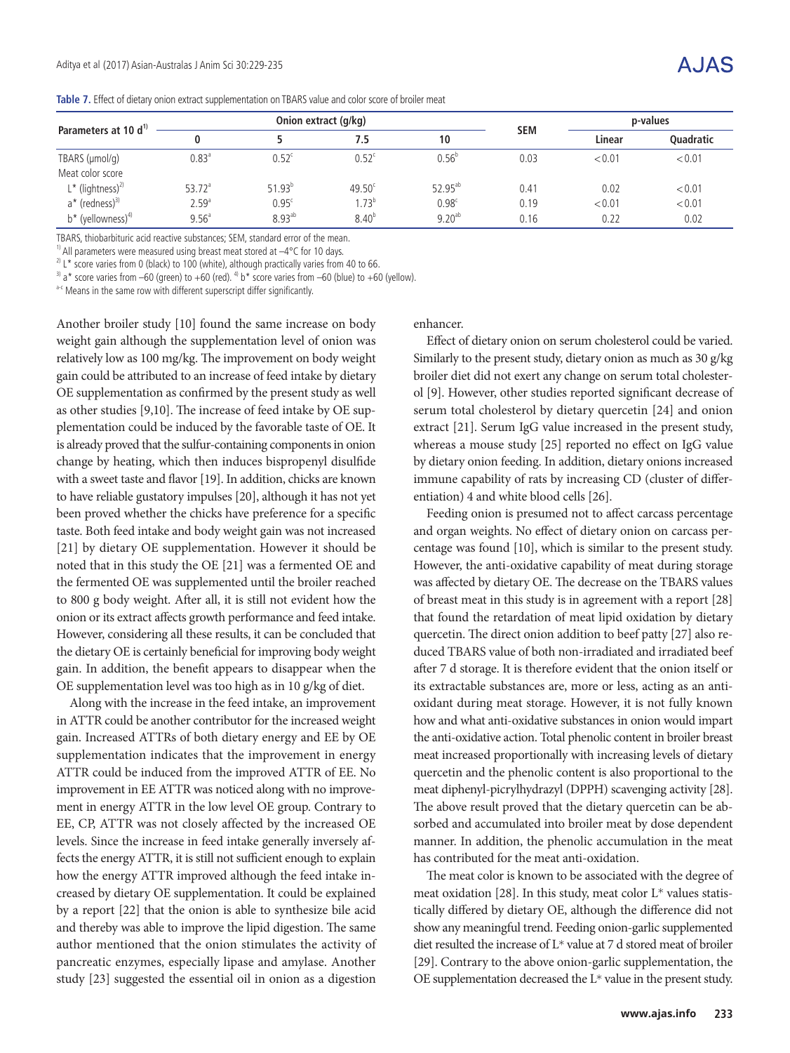**Table 7.** Effect of dietary onion extract supplementation on TBARS value and color score of broiler meat

| Parameters at 10 d[1] | Onion extract (g/kg) | | | | SEM | p-values | |
|---|---|---|---|---|---|---|---|
| | 0 | 5 | 7.5 | 10 | | Linear | Quadratic |
| TBARS (μmol/g) | 0.83[a] | 0.52[c] | 0.52[c] | 0.56[b] | 0.03 | < 0.01 | < 0.01 |
| Meat color score | | | | | | | |
| L* (lightness)[2] | 53.72[a] | 51.93[b] | 49.50[c] | 52.95[ab] | 0.41 | 0.02 | < 0.01 |
| a* (redness)[3] | 2.59[a] | 0.95[c] | 1.73[b] | 0.98[c] | 0.19 | < 0.01 | < 0.01 |
| b* (yellowness)[4] | 9.56[a] | 8.93[ab] | 8.40[b] | 9.20[ab] | 0.16 | 0.22 | 0.02 |

TBARS, thiobarbituric acid reactive substances; SEM, standard error of the mean.
[1] All parameters were measured using breast meat stored at –4°C for 10 days.
[2] L* score varies from 0 (black) to 100 (white), although practically varies from 40 to 66.
[3] a* score varies from –60 (green) to +60 (red). [4] b* score varies from –60 (blue) to +60 (yellow).
[a-c] Means in the same row with different superscript differ significantly.

Another broiler study [10] found the same increase on body weight gain although the supplementation level of onion was relatively low as 100 mg/kg. The improvement on body weight gain could be attributed to an increase of feed intake by dietary OE supplementation as confirmed by the present study as well as other studies [9,10]. The increase of feed intake by OE supplementation could be induced by the favorable taste of OE. It is already proved that the sulfur-containing components in onion change by heating, which then induces bispropenyl disulfide with a sweet taste and flavor [19]. In addition, chicks are known to have reliable gustatory impulses [20], although it has not yet been proved whether the chicks have preference for a specific taste. Both feed intake and body weight gain was not increased [21] by dietary OE supplementation. However it should be noted that in this study the OE [21] was a fermented OE and the fermented OE was supplemented until the broiler reached to 800 g body weight. After all, it is still not evident how the onion or its extract affects growth performance and feed intake. However, considering all these results, it can be concluded that the dietary OE is certainly beneficial for improving body weight gain. In addition, the benefit appears to disappear when the OE supplementation level was too high as in 10 g/kg of diet.

Along with the increase in the feed intake, an improvement in ATTR could be another contributor for the increased weight gain. Increased ATTRs of both dietary energy and EE by OE supplementation indicates that the improvement in energy ATTR could be induced from the improved ATTR of EE. No improvement in EE ATTR was noticed along with no improvement in energy ATTR in the low level OE group. Contrary to EE, CP, ATTR was not closely affected by the increased OE levels. Since the increase in feed intake generally inversely affects the energy ATTR, it is still not sufficient enough to explain how the energy ATTR improved although the feed intake increased by dietary OE supplementation. It could be explained by a report [22] that the onion is able to synthesize bile acid and thereby was able to improve the lipid digestion. The same author mentioned that the onion stimulates the activity of pancreatic enzymes, especially lipase and amylase. Another study [23] suggested the essential oil in onion as a digestion enhancer.

Effect of dietary onion on serum cholesterol could be varied. Similarly to the present study, dietary onion as much as 30 g/kg broiler diet did not exert any change on serum total cholesterol [9]. However, other studies reported significant decrease of serum total cholesterol by dietary quercetin [24] and onion extract [21]. Serum IgG value increased in the present study, whereas a mouse study [25] reported no effect on IgG value by dietary onion feeding. In addition, dietary onions increased immune capability of rats by increasing CD (cluster of differentiation) 4 and white blood cells [26].

Feeding onion is presumed not to affect carcass percentage and organ weights. No effect of dietary onion on carcass percentage was found [10], which is similar to the present study. However, the anti-oxidative capability of meat during storage was affected by dietary OE. The decrease on the TBARS values of breast meat in this study is in agreement with a report [28] that found the retardation of meat lipid oxidation by dietary quercetin. The direct onion addition to beef patty [27] also reduced TBARS value of both non-irradiated and irradiated beef after 7 d storage. It is therefore evident that the onion itself or its extractable substances are, more or less, acting as an antioxidant during meat storage. However, it is not fully known how and what anti-oxidative substances in onion would impart the anti-oxidative action. Total phenolic content in broiler breast meat increased proportionally with increasing levels of dietary quercetin and the phenolic content is also proportional to the meat diphenyl-picrylhydrazyl (DPPH) scavenging activity [28]. The above result proved that the dietary quercetin can be absorbed and accumulated into broiler meat by dose dependent manner. In addition, the phenolic accumulation in the meat has contributed for the meat anti-oxidation.

The meat color is known to be associated with the degree of meat oxidation [28]. In this study, meat color L* values statistically differed by dietary OE, although the difference did not show any meaningful trend. Feeding onion-garlic supplemented diet resulted the increase of L* value at 7 d stored meat of broiler [29]. Contrary to the above onion-garlic supplementation, the OE supplementation decreased the L* value in the present study.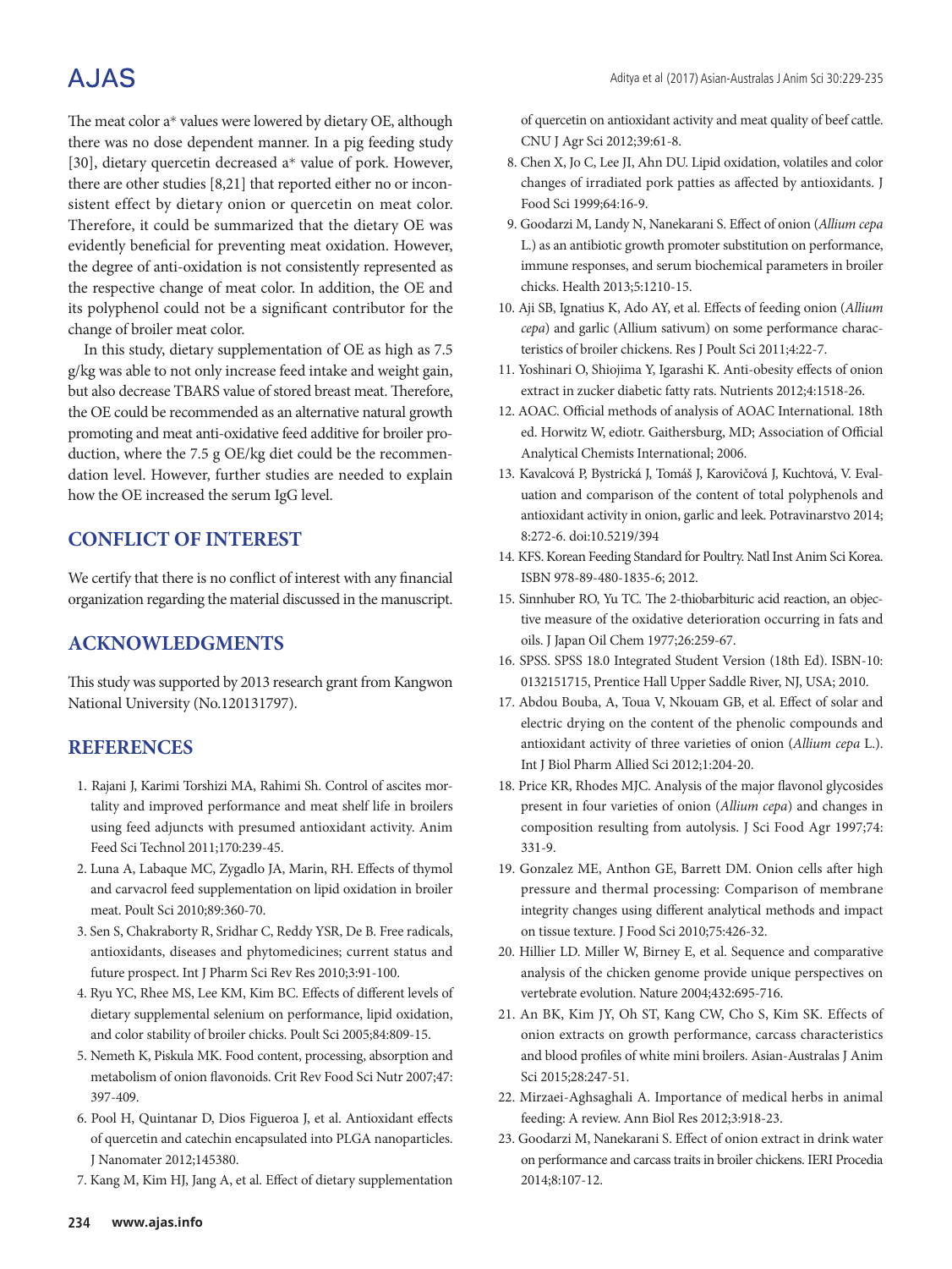The meat color a* values were lowered by dietary OE, although there was no dose dependent manner. In a pig feeding study [30], dietary quercetin decreased a* value of pork. However, there are other studies [8,21] that reported either no or inconsistent effect by dietary onion or quercetin on meat color. Therefore, it could be summarized that the dietary OE was evidently beneficial for preventing meat oxidation. However, the degree of anti-oxidation is not consistently represented as the respective change of meat color. In addition, the OE and its polyphenol could not be a significant contributor for the change of broiler meat color.

In this study, dietary supplementation of OE as high as 7.5 g/kg was able to not only increase feed intake and weight gain, but also decrease TBARS value of stored breast meat. Therefore, the OE could be recommended as an alternative natural growth promoting and meat anti-oxidative feed additive for broiler production, where the 7.5 g OE/kg diet could be the recommendation level. However, further studies are needed to explain how the OE increased the serum IgG level.

## CONFLICT OF INTEREST

We certify that there is no conflict of interest with any financial organization regarding the material discussed in the manuscript.

## ACKNOWLEDGMENTS

This study was supported by 2013 research grant from Kangwon National University (No.120131797).

## REFERENCES

1. Rajani J, Karimi Torshizi MA, Rahimi Sh. Control of ascites mortality and improved performance and meat shelf life in broilers using feed adjuncts with presumed antioxidant activity. Anim Feed Sci Technol 2011;170:239-45.
2. Luna A, Labaque MC, Zygadlo JA, Marin, RH. Effects of thymol and carvacrol feed supplementation on lipid oxidation in broiler meat. Poult Sci 2010;89:360-70.
3. Sen S, Chakraborty R, Sridhar C, Reddy YSR, De B. Free radicals, antioxidants, diseases and phytomedicines; current status and future prospect. Int J Pharm Sci Rev Res 2010;3:91-100.
4. Ryu YC, Rhee MS, Lee KM, Kim BC. Effects of different levels of dietary supplemental selenium on performance, lipid oxidation, and color stability of broiler chicks. Poult Sci 2005;84:809-15.
5. Nemeth K, Piskula MK. Food content, processing, absorption and metabolism of onion flavonoids. Crit Rev Food Sci Nutr 2007;47:397-409.
6. Pool H, Quintanar D, Dios Figueroa J, et al. Antioxidant effects of quercetin and catechin encapsulated into PLGA nanoparticles. J Nanomater 2012;145380.
7. Kang M, Kim HJ, Jang A, et al. Effect of dietary supplementation of quercetin on antioxidant activity and meat quality of beef cattle. CNU J Agr Sci 2012;39:61-8.
8. Chen X, Jo C, Lee JI, Ahn DU. Lipid oxidation, volatiles and color changes of irradiated pork patties as affected by antioxidants. J Food Sci 1999;64:16-9.
9. Goodarzi M, Landy N, Nanekarani S. Effect of onion (*Allium cepa* L.) as an antibiotic growth promoter substitution on performance, immune responses, and serum biochemical parameters in broiler chicks. Health 2013;5:1210-15.
10. Aji SB, Ignatius K, Ado AY, et al. Effects of feeding onion (*Allium cepa*) and garlic (Allium sativum) on some performance characteristics of broiler chickens. Res J Poult Sci 2011;4:22-7.
11. Yoshinari O, Shiojima Y, Igarashi K. Anti-obesity effects of onion extract in zucker diabetic fatty rats. Nutrients 2012;4:1518-26.
12. AOAC. Official methods of analysis of AOAC International. 18th ed. Horwitz W, ediotr. Gaithersburg, MD; Association of Official Analytical Chemists International; 2006.
13. Kavalcová P, Bystrická J, Tomáš J, Karovičová J, Kuchtová, V. Evaluation and comparison of the content of total polyphenols and antioxidant activity in onion, garlic and leek. Potravinarstvo 2014;8:272-6. doi:10.5219/394
14. KFS. Korean Feeding Standard for Poultry. Natl Inst Anim Sci Korea. ISBN 978-89-480-1835-6; 2012.
15. Sinnhuber RO, Yu TC. The 2-thiobarbituric acid reaction, an objective measure of the oxidative deterioration occurring in fats and oils. J Japan Oil Chem 1977;26:259-67.
16. SPSS. SPSS 18.0 Integrated Student Version (18th Ed). ISBN-10: 0132151715, Prentice Hall Upper Saddle River, NJ, USA; 2010.
17. Abdou Bouba, A, Toua V, Nkouam GB, et al. Effect of solar and electric drying on the content of the phenolic compounds and antioxidant activity of three varieties of onion (*Allium cepa* L.). Int J Biol Pharm Allied Sci 2012;1:204-20.
18. Price KR, Rhodes MJC. Analysis of the major flavonol glycosides present in four varieties of onion (*Allium cepa*) and changes in composition resulting from autolysis. J Sci Food Agr 1997;74:331-9.
19. Gonzalez ME, Anthon GE, Barrett DM. Onion cells after high pressure and thermal processing: Comparison of membrane integrity changes using different analytical methods and impact on tissue texture. J Food Sci 2010;75:426-32.
20. Hillier LD. Miller W, Birney E, et al. Sequence and comparative analysis of the chicken genome provide unique perspectives on vertebrate evolution. Nature 2004;432:695-716.
21. An BK, Kim JY, Oh ST, Kang CW, Cho S, Kim SK. Effects of onion extracts on growth performance, carcass characteristics and blood profiles of white mini broilers. Asian-Australas J Anim Sci 2015;28:247-51.
22. Mirzaei-Aghsaghali A. Importance of medical herbs in animal feeding: A review. Ann Biol Res 2012;3:918-23.
23. Goodarzi M, Nanekarani S. Effect of onion extract in drink water on performance and carcass traits in broiler chickens. IERI Procedia 2014;8:107-12.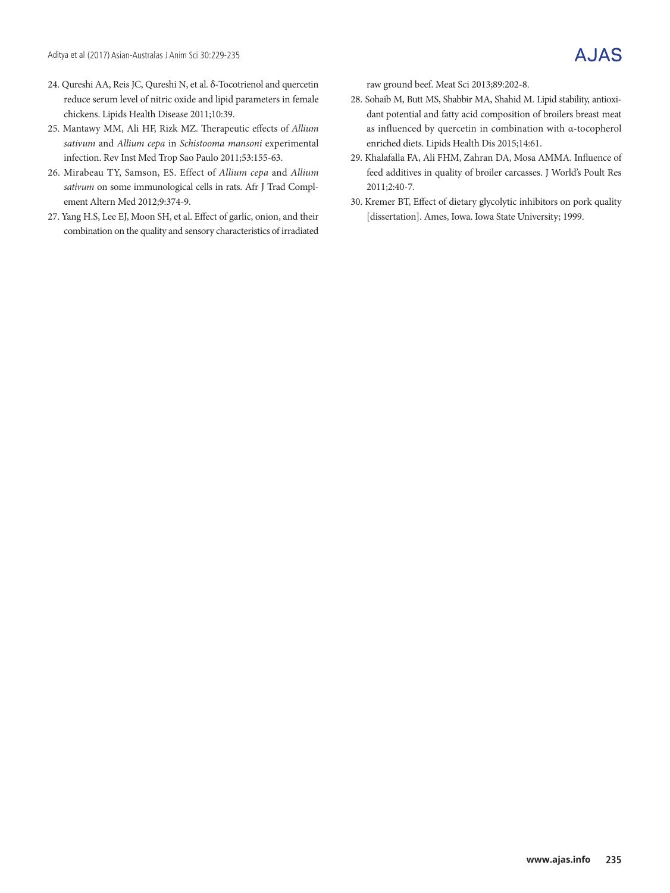24. Qureshi AA, Reis JC, Qureshi N, et al. δ-Tocotrienol and quercetin reduce serum level of nitric oxide and lipid parameters in female chickens. Lipids Health Disease 2011;10:39.
25. Mantawy MM, Ali HF, Rizk MZ. Therapeutic effects of *Allium sativum* and *Allium cepa* in *Schistooma mansoni* experimental infection. Rev Inst Med Trop Sao Paulo 2011;53:155-63.
26. Mirabeau TY, Samson, ES. Effect of *Allium cepa* and *Allium sativum* on some immunological cells in rats. Afr J Trad Complement Altern Med 2012;9:374-9.
27. Yang H.S, Lee EJ, Moon SH, et al. Effect of garlic, onion, and their combination on the quality and sensory characteristics of irradiated raw ground beef. Meat Sci 2013;89:202-8.
28. Sohaib M, Butt MS, Shabbir MA, Shahid M. Lipid stability, antioxidant potential and fatty acid composition of broilers breast meat as influenced by quercetin in combination with α-tocopherol enriched diets. Lipids Health Dis 2015;14:61.
29. Khalafalla FA, Ali FHM, Zahran DA, Mosa AMMA. Influence of feed additives in quality of broiler carcasses. J World's Poult Res 2011;2:40-7.
30. Kremer BT, Effect of dietary glycolytic inhibitors on pork quality [dissertation]. Ames, Iowa. Iowa State University; 1999.